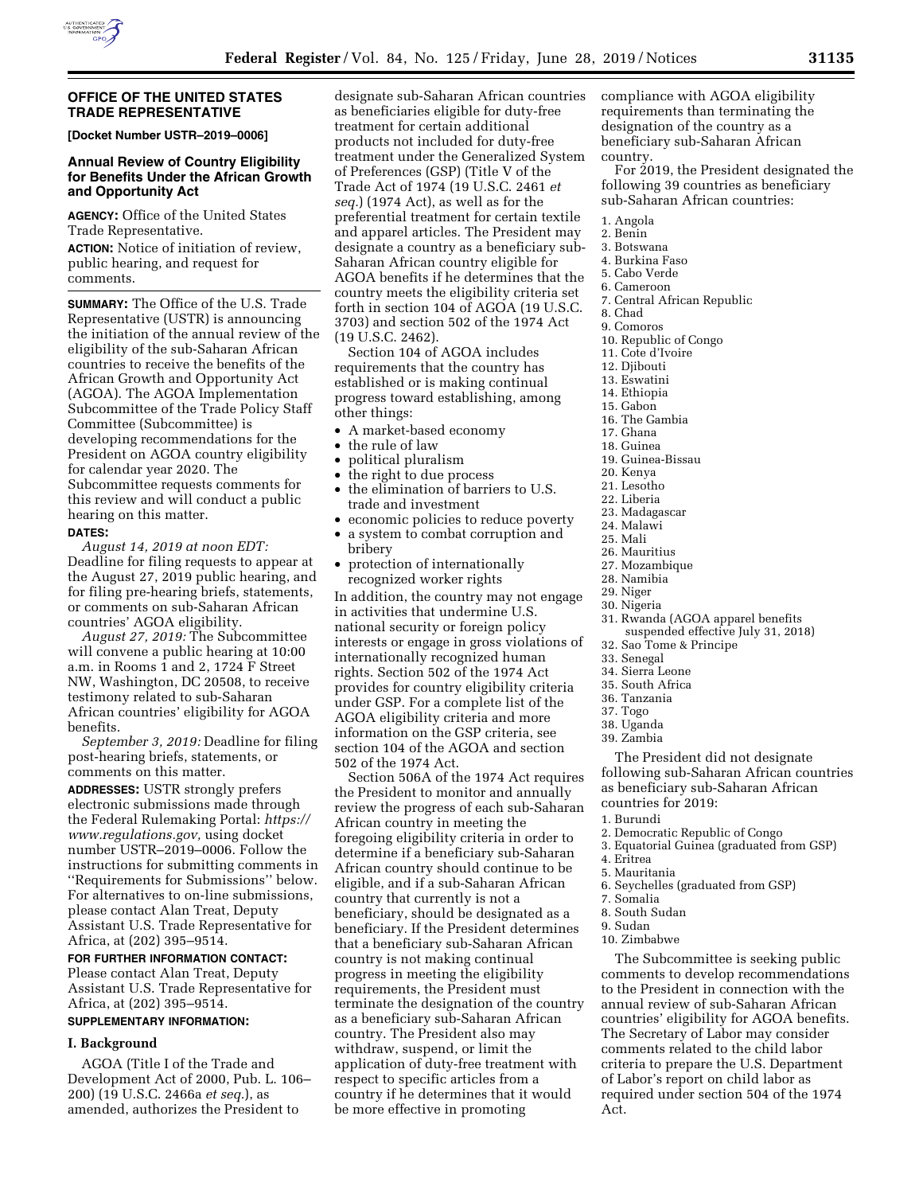## OFFICE OF THE UNITED STATES TRADE REPRESENTATIVE

**[Docket Number USTR–2019–0006]**

### Annual Review of Country Eligibility for Benefits Under the African Growth and Opportunity Act

**AGENCY:** Office of the United States Trade Representative.

**ACTION:** Notice of initiation of review, public hearing, and request for comments.

**SUMMARY:** The Office of the U.S. Trade Representative (USTR) is announcing the initiation of the annual review of the eligibility of the sub-Saharan African countries to receive the benefits of the African Growth and Opportunity Act (AGOA). The AGOA Implementation Subcommittee of the Trade Policy Staff Committee (Subcommittee) is developing recommendations for the President on AGOA country eligibility for calendar year 2020. The Subcommittee requests comments for this review and will conduct a public hearing on this matter.

**DATES:**

*August 14, 2019 at noon EDT:* Deadline for filing requests to appear at the August 27, 2019 public hearing, and for filing pre-hearing briefs, statements, or comments on sub-Saharan African countries' AGOA eligibility.

*August 27, 2019:* The Subcommittee will convene a public hearing at 10:00 a.m. in Rooms 1 and 2, 1724 F Street NW, Washington, DC 20508, to receive testimony related to sub-Saharan African countries' eligibility for AGOA benefits.

*September 3, 2019:* Deadline for filing post-hearing briefs, statements, or comments on this matter.

**ADDRESSES:** USTR strongly prefers electronic submissions made through the Federal Rulemaking Portal: *https://www.regulations.gov,* using docket number USTR–2019–0006. Follow the instructions for submitting comments in ''Requirements for Submissions'' below. For alternatives to on-line submissions, please contact Alan Treat, Deputy Assistant U.S. Trade Representative for Africa, at (202) 395–9514.

**FOR FURTHER INFORMATION CONTACT:** Please contact Alan Treat, Deputy Assistant U.S. Trade Representative for Africa, at (202) 395–9514.

**SUPPLEMENTARY INFORMATION:**

#### I. Background

AGOA (Title I of the Trade and Development Act of 2000, Pub. L. 106–200) (19 U.S.C. 2466a *et seq.*), as amended, authorizes the President to designate sub-Saharan African countries as beneficiaries eligible for duty-free treatment for certain additional products not included for duty-free treatment under the Generalized System of Preferences (GSP) (Title V of the Trade Act of 1974 (19 U.S.C. 2461 *et seq.*) (1974 Act), as well as for the preferential treatment for certain textile and apparel articles. The President may designate a country as a beneficiary sub-Saharan African country eligible for AGOA benefits if he determines that the country meets the eligibility criteria set forth in section 104 of AGOA (19 U.S.C. 3703) and section 502 of the 1974 Act (19 U.S.C. 2462).

Section 104 of AGOA includes requirements that the country has established or is making continual progress toward establishing, among other things:

- A market-based economy
- the rule of law
- political pluralism
- the right to due process
- the elimination of barriers to U.S. trade and investment
- economic policies to reduce poverty
- a system to combat corruption and bribery
- protection of internationally recognized worker rights

In addition, the country may not engage in activities that undermine U.S. national security or foreign policy interests or engage in gross violations of internationally recognized human rights. Section 502 of the 1974 Act provides for country eligibility criteria under GSP. For a complete list of the AGOA eligibility criteria and more information on the GSP criteria, see section 104 of the AGOA and section 502 of the 1974 Act.

Section 506A of the 1974 Act requires the President to monitor and annually review the progress of each sub-Saharan African country in meeting the foregoing eligibility criteria in order to determine if a beneficiary sub-Saharan African country should continue to be eligible, and if a sub-Saharan African country that currently is not a beneficiary, should be designated as a beneficiary. If the President determines that a beneficiary sub-Saharan African country is not making continual progress in meeting the eligibility requirements, the President must terminate the designation of the country as a beneficiary sub-Saharan African country. The President also may withdraw, suspend, or limit the application of duty-free treatment with respect to specific articles from a country if he determines that it would be more effective in promoting compliance with AGOA eligibility requirements than terminating the designation of the country as a beneficiary sub-Saharan African country.

For 2019, the President designated the following 39 countries as beneficiary sub-Saharan African countries:

1. Angola
2. Benin
3. Botswana
4. Burkina Faso
5. Cabo Verde
6. Cameroon
7. Central African Republic
8. Chad
9. Comoros
10. Republic of Congo
11. Cote d'Ivoire
12. Djibouti
13. Eswatini
14. Ethiopia
15. Gabon
16. The Gambia
17. Ghana
18. Guinea
19. Guinea-Bissau
20. Kenya
21. Lesotho
22. Liberia
23. Madagascar
24. Malawi
25. Mali
26. Mauritius
27. Mozambique
28. Namibia
29. Niger
30. Nigeria
31. Rwanda (AGOA apparel benefits suspended effective July 31, 2018)
32. Sao Tome & Principe
33. Senegal
34. Sierra Leone
35. South Africa
36. Tanzania
37. Togo
38. Uganda
39. Zambia

The President did not designate following sub-Saharan African countries as beneficiary sub-Saharan African countries for 2019:

1. Burundi
2. Democratic Republic of Congo
3. Equatorial Guinea (graduated from GSP)
4. Eritrea
5. Mauritania
6. Seychelles (graduated from GSP)
7. Somalia
8. South Sudan
9. Sudan
10. Zimbabwe

The Subcommittee is seeking public comments to develop recommendations to the President in connection with the annual review of sub-Saharan African countries' eligibility for AGOA benefits. The Secretary of Labor may consider comments related to the child labor criteria to prepare the U.S. Department of Labor's report on child labor as required under section 504 of the 1974 Act.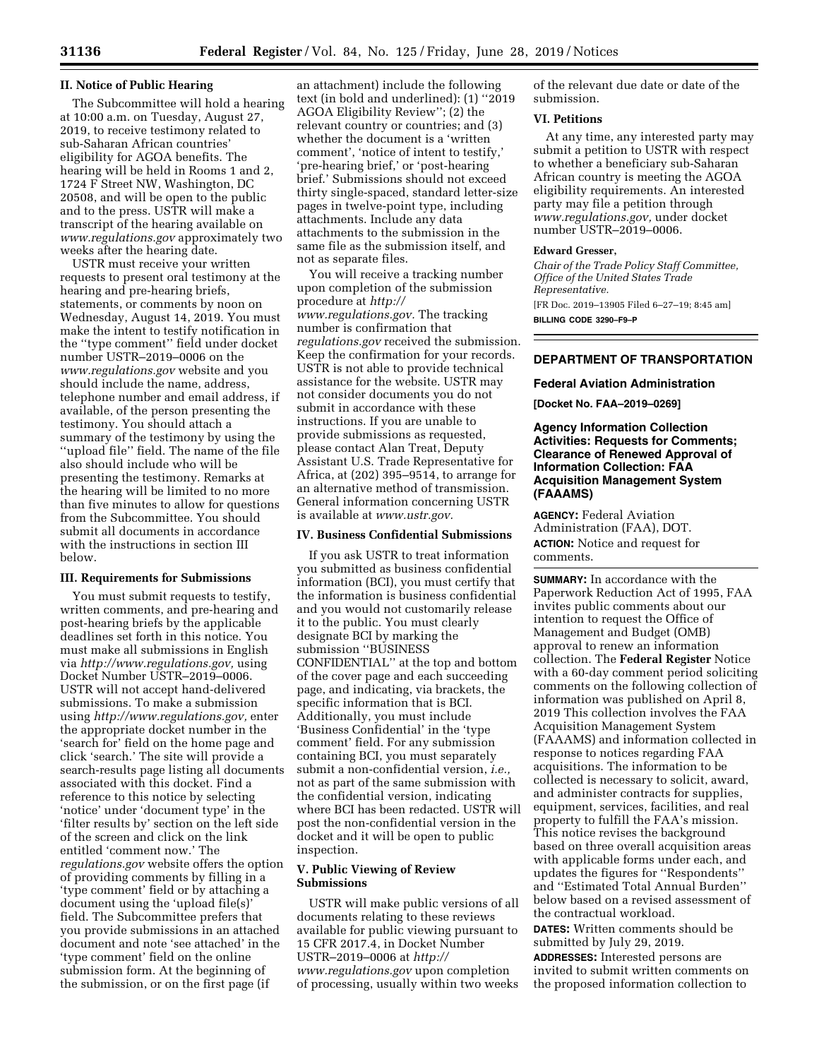## II. Notice of Public Hearing

The Subcommittee will hold a hearing at 10:00 a.m. on Tuesday, August 27, 2019, to receive testimony related to sub-Saharan African countries' eligibility for AGOA benefits. The hearing will be held in Rooms 1 and 2, 1724 F Street NW, Washington, DC 20508, and will be open to the public and to the press. USTR will make a transcript of the hearing available on *www.regulations.gov* approximately two weeks after the hearing date.

USTR must receive your written requests to present oral testimony at the hearing and pre-hearing briefs, statements, or comments by noon on Wednesday, August 14, 2019. You must make the intent to testify notification in the ''type comment'' field under docket number USTR–2019–0006 on the *www.regulations.gov* website and you should include the name, address, telephone number and email address, if available, of the person presenting the testimony. You should attach a summary of the testimony by using the ''upload file'' field. The name of the file also should include who will be presenting the testimony. Remarks at the hearing will be limited to no more than five minutes to allow for questions from the Subcommittee. You should submit all documents in accordance with the instructions in section III below.

## III. Requirements for Submissions

You must submit requests to testify, written comments, and pre-hearing and post-hearing briefs by the applicable deadlines set forth in this notice. You must make all submissions in English via *http://www.regulations.gov,* using Docket Number USTR–2019–0006. USTR will not accept hand-delivered submissions. To make a submission using *http://www.regulations.gov,* enter the appropriate docket number in the 'search for' field on the home page and click 'search.' The site will provide a search-results page listing all documents associated with this docket. Find a reference to this notice by selecting 'notice' under 'document type' in the 'filter results by' section on the left side of the screen and click on the link entitled 'comment now.' The *regulations.gov* website offers the option of providing comments by filling in a 'type comment' field or by attaching a document using the 'upload file(s)' field. The Subcommittee prefers that you provide submissions in an attached document and note 'see attached' in the 'type comment' field on the online submission form. At the beginning of the submission, or on the first page (if an attachment) include the following text (in bold and underlined): (1) ''2019 AGOA Eligibility Review''; (2) the relevant country or countries; and (3) whether the document is a 'written comment', 'notice of intent to testify,' 'pre-hearing brief,' or 'post-hearing brief.' Submissions should not exceed thirty single-spaced, standard letter-size pages in twelve-point type, including attachments. Include any data attachments to the submission in the same file as the submission itself, and not as separate files.

You will receive a tracking number upon completion of the submission procedure at *http://www.regulations.gov.* The tracking number is confirmation that *regulations.gov* received the submission. Keep the confirmation for your records. USTR is not able to provide technical assistance for the website. USTR may not consider documents you do not submit in accordance with these instructions. If you are unable to provide submissions as requested, please contact Alan Treat, Deputy Assistant U.S. Trade Representative for Africa, at (202) 395–9514, to arrange for an alternative method of transmission. General information concerning USTR is available at *www.ustr.gov.*

## IV. Business Confidential Submissions

If you ask USTR to treat information you submitted as business confidential information (BCI), you must certify that the information is business confidential and you would not customarily release it to the public. You must clearly designate BCI by marking the submission ''BUSINESS CONFIDENTIAL'' at the top and bottom of the cover page and each succeeding page, and indicating, via brackets, the specific information that is BCI. Additionally, you must include 'Business Confidential' in the 'type comment' field. For any submission containing BCI, you must separately submit a non-confidential version, *i.e.,* not as part of the same submission with the confidential version, indicating where BCI has been redacted. USTR will post the non-confidential version in the docket and it will be open to public inspection.

## V. Public Viewing of Review Submissions

USTR will make public versions of all documents relating to these reviews available for public viewing pursuant to 15 CFR 2017.4, in Docket Number USTR–2019–0006 at *http://www.regulations.gov* upon completion of processing, usually within two weeks of the relevant due date or date of the submission.

## VI. Petitions

At any time, any interested party may submit a petition to USTR with respect to whether a beneficiary sub-Saharan African country is meeting the AGOA eligibility requirements. An interested party may file a petition through *www.regulations.gov,* under docket number USTR–2019–0006.

**Edward Gresser,**

*Chair of the Trade Policy Staff Committee, Office of the United States Trade Representative.*

[FR Doc. 2019–13905 Filed 6–27–19; 8:45 am]

**BILLING CODE 3290–F9–P**

---

# DEPARTMENT OF TRANSPORTATION

## Federal Aviation Administration

**[Docket No. FAA–2019–0269]**

## Agency Information Collection Activities: Requests for Comments; Clearance of Renewed Approval of Information Collection: FAA Acquisition Management System (FAAAMS)

**AGENCY:** Federal Aviation Administration (FAA), DOT.

**ACTION:** Notice and request for comments.

**SUMMARY:** In accordance with the Paperwork Reduction Act of 1995, FAA invites public comments about our intention to request the Office of Management and Budget (OMB) approval to renew an information collection. The **Federal Register** Notice with a 60-day comment period soliciting comments on the following collection of information was published on April 8, 2019 This collection involves the FAA Acquisition Management System (FAAAMS) and information collected in response to notices regarding FAA acquisitions. The information to be collected is necessary to solicit, award, and administer contracts for supplies, equipment, services, facilities, and real property to fulfill the FAA's mission. This notice revises the background based on three overall acquisition areas with applicable forms under each, and updates the figures for ''Respondents'' and ''Estimated Total Annual Burden'' below based on a revised assessment of the contractual workload.

**DATES:** Written comments should be submitted by July 29, 2019.

**ADDRESSES:** Interested persons are invited to submit written comments on the proposed information collection to